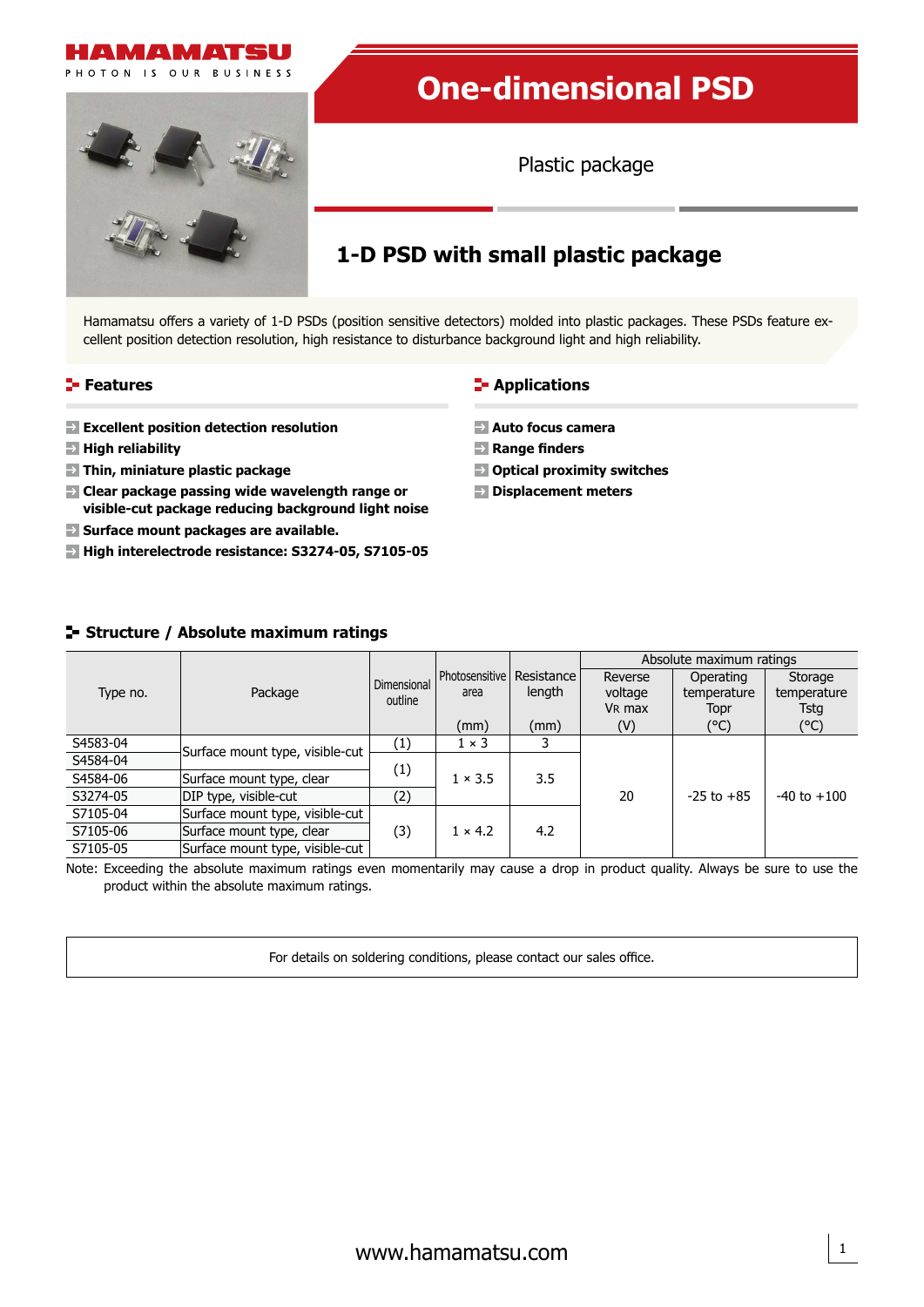# One-dimensional PSD

Plastic package

## 1-D PSD with small plastic package

Hamamatsu offers a variety of 1-D PSDs (position sensitive detectors) molded into plastic packages. These PSDs feature excellent position detection resolution, high resistance to disturbance background light and high reliability.

### Features

- **Excellent position detection resolution**
- **High reliability**
- **Thin, miniature plastic package**
- **Clear package passing wide wavelength range or visible-cut package reducing background light noise**
- **Surface mount packages are available.**
- **High interelectrode resistance: S3274-05, S7105-05**

### Applications

- **Auto focus camera**
- **Range finders**
- **Optical proximity switches**
- **Displacement meters**

### Structure / Absolute maximum ratings

| Type no. | Package | Dimensional outline | Photosensitive area (mm) | Resistance length (mm) | Absolute maximum ratings: Reverse voltage VR max (V) | Operating temperature Topr (°C) | Storage temperature Tstg (°C) |
|---|---|---|---|---|---|---|---|
| S4583-04 | Surface mount type, visible-cut | (1) | 1 × 3 | 3 | 20 | -25 to +85 | -40 to +100 |
| S4584-04 | Surface mount type, visible-cut | (1) | 1 × 3.5 | 3.5 | 20 | -25 to +85 | -40 to +100 |
| S4584-06 | Surface mount type, clear | (1) | 1 × 3.5 | 3.5 | 20 | -25 to +85 | -40 to +100 |
| S3274-05 | DIP type, visible-cut | (2) | 1 × 3.5 | 3.5 | 20 | -25 to +85 | -40 to +100 |
| S7105-04 | Surface mount type, visible-cut | (3) | 1 × 4.2 | 4.2 | 20 | -25 to +85 | -40 to +100 |
| S7105-06 | Surface mount type, clear | (3) | 1 × 4.2 | 4.2 | 20 | -25 to +85 | -40 to +100 |
| S7105-05 | Surface mount type, visible-cut | (3) | 1 × 4.2 | 4.2 | 20 | -25 to +85 | -40 to +100 |

Note: Exceeding the absolute maximum ratings even momentarily may cause a drop in product quality. Always be sure to use the product within the absolute maximum ratings.

For details on soldering conditions, please contact our sales office.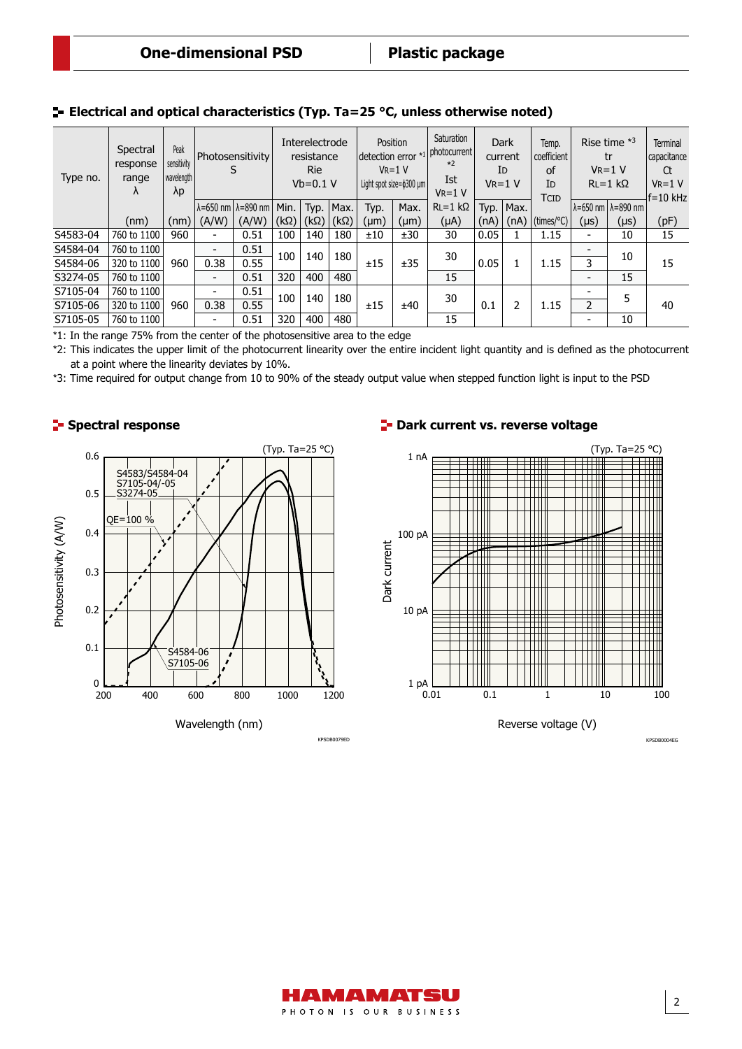## Electrical and optical characteristics (Typ. Ta=25 °C, unless otherwise noted)

| Type no. | Spectral response range λ | Peak sensitivity wavelength λp | Photosensitivity S | | Interelectrode resistance Rie Vb=0.1 V | | | Position detection error *1 VR=1 V Light spot size=ϕ300 μm | | Saturation photocurrent *2 Ist VR=1 V RL=1 kΩ | Dark current ID VR=1 V | | Temp. coefficient of ID TCID | Rise time *3 tr VR=1 V RL=1 kΩ | | Terminal capacitance Ct VR=1 V f=10 kHz |
|---|---|---|---|---|---|---|---|---|---|---|---|---|---|---|---|---|
| | | | λ=650 nm | λ=890 nm | Min. | Typ. | Max. | Typ. | Max. | | Typ. | Max. | | λ=650 nm | λ=890 nm | |
| | (nm) | (nm) | (A/W) | (A/W) | (kΩ) | (kΩ) | (kΩ) | (μm) | (μm) | (μA) | (nA) | (nA) | (times/°C) | (μs) | (μs) | (pF) |
| S4583-04 | 760 to 1100 | 960 | - | 0.51 | 100 | 140 | 180 | ±10 | ±30 | 30 | 0.05 | 1 | 1.15 | - | 10 | 15 |
| S4584-04 | 760 to 1100 | 960 | - | 0.51 | 100 | 140 | 180 | ±15 | ±35 | 30 | 0.05 | 1 | 1.15 | - | 10 | 15 |
| S4584-06 | 320 to 1100 | 960 | 0.38 | 0.55 | 100 | 140 | 180 | ±15 | ±35 | 30 | 0.05 | 1 | 1.15 | 3 | 10 | 15 |
| S3274-05 | 760 to 1100 | 960 | - | 0.51 | 320 | 400 | 480 | ±15 | ±35 | 15 | 0.05 | 1 | 1.15 | - | 15 | 15 |
| S7105-04 | 760 to 1100 | 960 | - | 0.51 | 100 | 140 | 180 | ±15 | ±40 | 30 | 0.1 | 2 | 1.15 | - | 5 | 40 |
| S7105-06 | 320 to 1100 | 960 | 0.38 | 0.55 | 100 | 140 | 180 | ±15 | ±40 | 30 | 0.1 | 2 | 1.15 | 2 | 5 | 40 |
| S7105-05 | 760 to 1100 | 960 | - | 0.51 | 320 | 400 | 480 | ±15 | ±40 | 15 | 0.1 | 2 | 1.15 | - | 10 | 40 |

*1: In the range 75% from the center of the photosensitive area to the edge

*2: This indicates the upper limit of the photocurrent linearity over the entire incident light quantity and is defined as the photocurrent at a point where the linearity deviates by 10%.

*3: Time required for output change from 10 to 90% of the steady output value when stepped function light is input to the PSD

## Spectral response

## Dark current vs. reverse voltage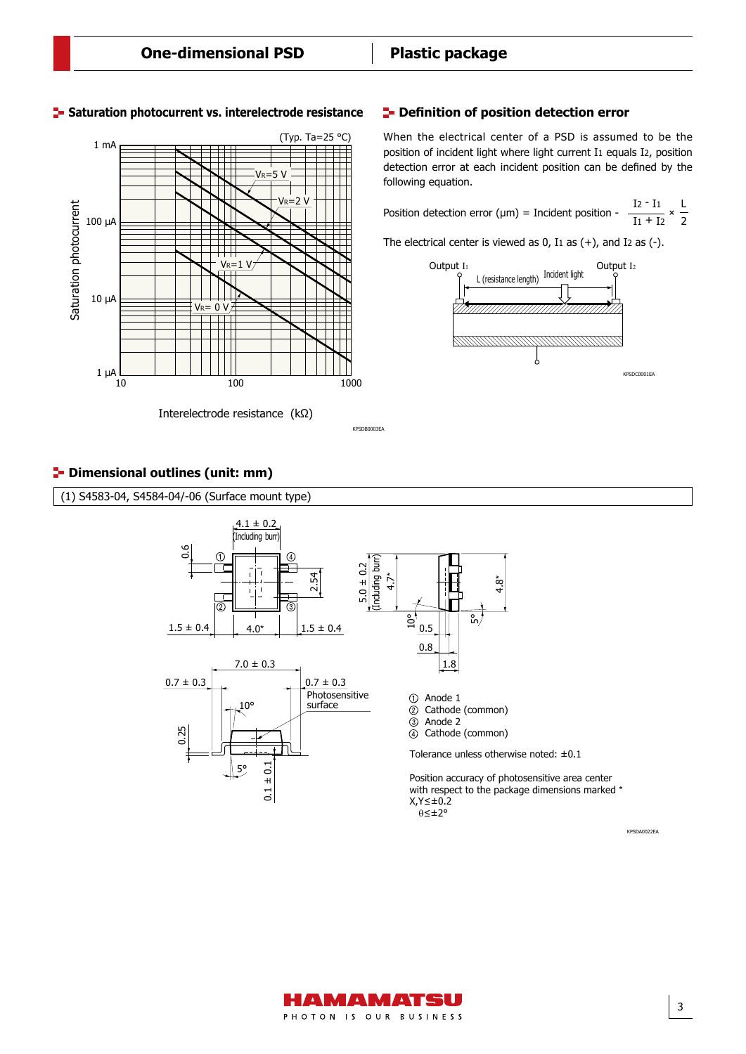## Saturation photocurrent vs. interelectrode resistance

(Typ. Ta=25 °C)

Saturation photocurrent: 1 μA, 10 μA, 100 μA, 1 mA

Interelectrode resistance (kΩ): 10, 100, 1000

$V_R$=5 V, $V_R$=2 V, $V_R$=1 V, $V_R$= 0 V

KPSDB0003EA

## Definition of position detection error

When the electrical center of a PSD is assumed to be the position of incident light where light current $I_1$ equals $I_2$, position detection error at each incident position can be defined by the following equation.

$$\text{Position detection error } (\mu m) = \text{Incident position} - \frac{I_2 - I_1}{I_1 + I_2} \times \frac{L}{2}$$

The electrical center is viewed as 0, $I_1$ as (+), and $I_2$ as (-).

Output $I_1$, Output $I_2$, L (resistance length), Incident light

KPSDC0001EA

## Dimensional outlines (unit: mm)

(1) S4583-04, S4584-04/-06 (Surface mount type)

4.1 ± 0.2 (Including burr), 0.6, 2.54, 1.5 ± 0.4, 4.0*, 1.5 ± 0.4

5.0 ± 0.2 (Including burr), 4.7*, 4.8*, 10°, 5°, 0.5, 0.8, 1.8

7.0 ± 0.3, 0.7 ± 0.3, 0.7 ± 0.3, Photosensitive surface, 10°, 0.25, 5°, 0.1 ± 0.1

① Anode 1
② Cathode (common)
③ Anode 2
④ Cathode (common)

Tolerance unless otherwise noted: ±0.1

Position accuracy of photosensitive area center with respect to the package dimensions marked *
X,Y≤±0.2
θ≤±2°

KPSDA0022EA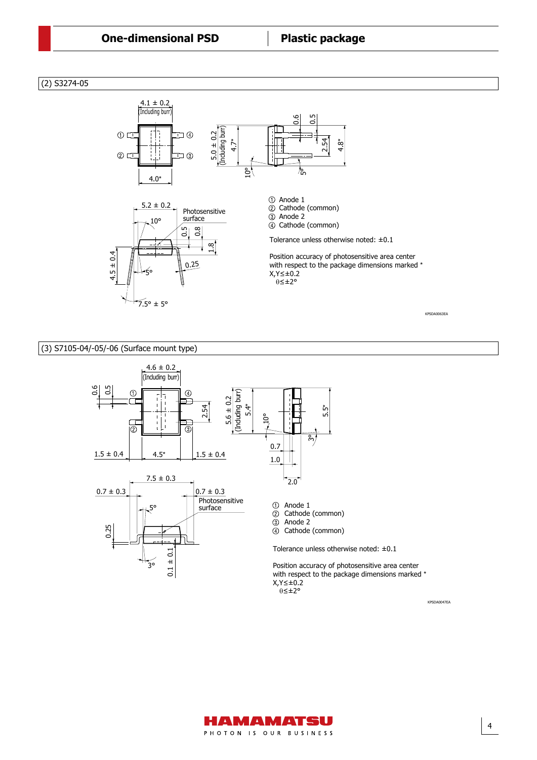## (2) S3274-05

4.1 ± 0.2 (Including burr)

4.0*

5.0 ± 0.2 (Including burr)

4.7*

0.6

0.5

2.54

4.8*

10°

5°

5.2 ± 0.2

10°

Photosensitive surface

0.5

0.8

1.8

4.5 ± 0.4

5°

0.25

7.5° ± 5°

① Anode 1
② Cathode (common)
③ Anode 2
④ Cathode (common)

Tolerance unless otherwise noted: ±0.1

Position accuracy of photosensitive area center with respect to the package dimensions marked *
X,Y≤±0.2
θ≤±2°

KPSDA0063EA

## (3) S7105-04/-05/-06 (Surface mount type)

4.6 ± 0.2 (Including burr)

0.6

0.5

2.54

1.5 ± 0.4

4.5*

1.5 ± 0.4

5.6 ± 0.2 (Including burr)

5.4*

10°

5.5*

3°

0.7

1.0

2.0

7.5 ± 0.3

0.7 ± 0.3

0.7 ± 0.3

Photosensitive surface

5°

0.25

3°

0.1 ± 0.1

① Anode 1
② Cathode (common)
③ Anode 2
④ Cathode (common)

Tolerance unless otherwise noted: ±0.1

Position accuracy of photosensitive area center with respect to the package dimensions marked *
X,Y≤±0.2
θ≤±2°

KPSDA0047EA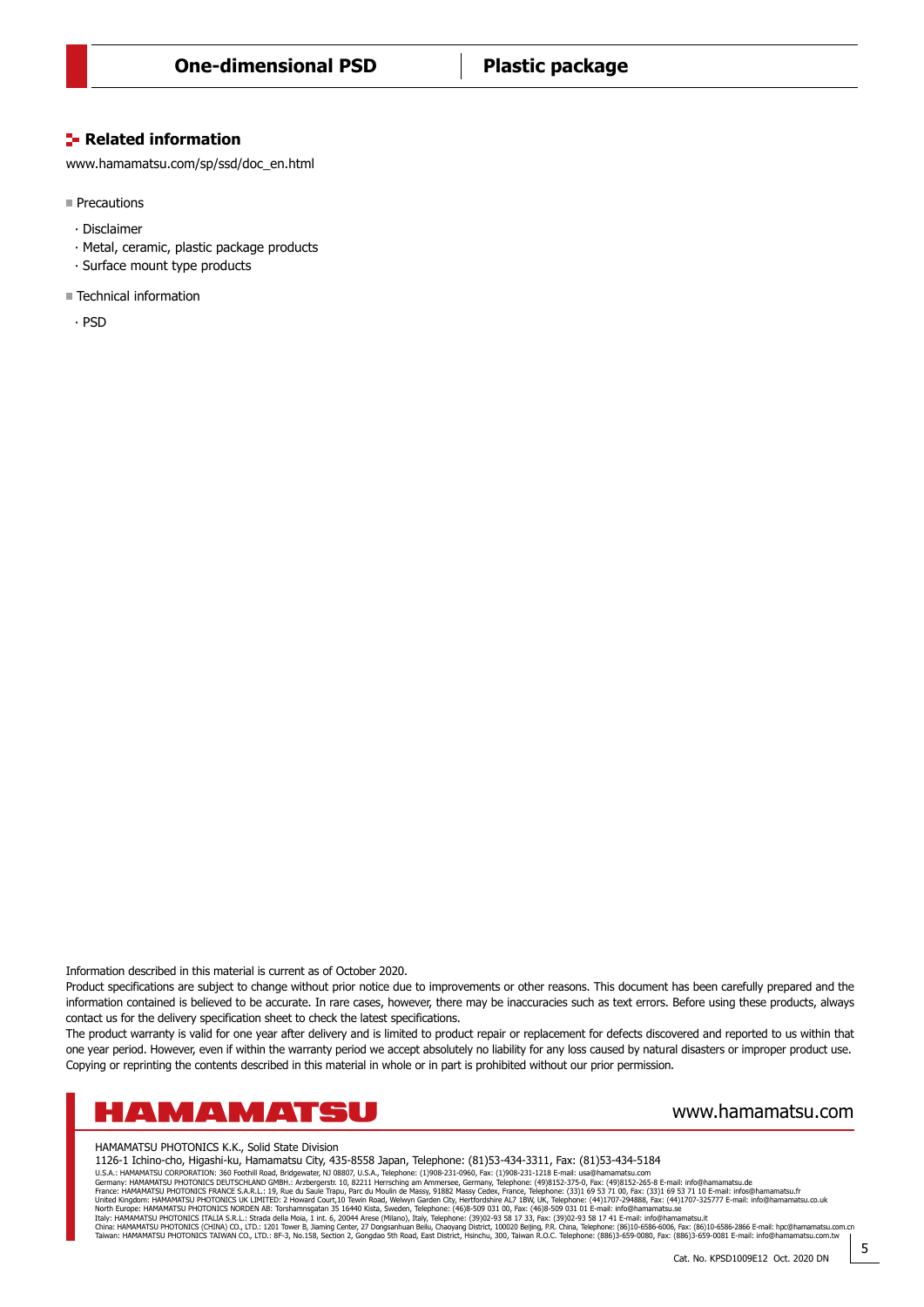## Related information

www.hamamatsu.com/sp/ssd/doc_en.html

- Precautions
  - · Disclaimer
  - · Metal, ceramic, plastic package products
  - · Surface mount type products
- Technical information
  - · PSD

Information described in this material is current as of October 2020.

Product specifications are subject to change without prior notice due to improvements or other reasons. This document has been carefully prepared and the information contained is believed to be accurate. In rare cases, however, there may be inaccuracies such as text errors. Before using these products, always contact us for the delivery specification sheet to check the latest specifications.

The product warranty is valid for one year after delivery and is limited to product repair or replacement for defects discovered and reported to us within that one year period. However, even if within the warranty period we accept absolutely no liability for any loss caused by natural disasters or improper product use.

Copying or reprinting the contents described in this material in whole or in part is prohibited without our prior permission.

**HAMAMATSU**

www.hamamatsu.com

HAMAMATSU PHOTONICS K.K., Solid State Division

1126-1 Ichino-cho, Higashi-ku, Hamamatsu City, 435-8558 Japan, Telephone: (81)53-434-3311, Fax: (81)53-434-5184

U.S.A.: HAMAMATSU CORPORATION: 360 Foothill Road, Bridgewater, NJ 08807, U.S.A., Telephone: (1)908-231-0960, Fax: (1)908-231-1218 E-mail: usa@hamamatsu.com
Germany: HAMAMATSU PHOTONICS DEUTSCHLAND GMBH.: Arzbergerstr. 10, 82211 Herrsching am Ammersee, Germany, Telephone: (49)8152-375-0, Fax: (49)8152-265-8 E-mail: info@hamamatsu.de
France: HAMAMATSU PHOTONICS FRANCE S.A.R.L.: 19, Rue du Saule Trapu, Parc du Moulin de Massy, 91882 Massy Cedex, France, Telephone: (33)1 69 53 71 00, Fax: (33)1 69 53 71 10 E-mail: infos@hamamatsu.fr
United Kingdom: HAMAMATSU PHOTONICS UK LIMITED: 2 Howard Court,10 Tewin Road, Welwyn Garden City, Hertfordshire AL7 1BW, UK, Telephone: (44)1707-294888, Fax: (44)1707-325777 E-mail: info@hamamatsu.co.uk
North Europe: HAMAMATSU PHOTONICS NORDEN AB: Torshamnsgatan 35 16440 Kista, Sweden, Telephone: (46)8-509 031 00, Fax: (46)8-509 031 01 E-mail: info@hamamatsu.se
Italy: HAMAMATSU PHOTONICS ITALIA S.R.L.: Strada della Moia, 1 int. 6, 20044 Arese (Milano), Italy, Telephone: (39)02-93 58 17 33, Fax: (39)02-93 58 17 41 E-mail: info@hamamatsu.it
China: HAMAMATSU PHOTONICS (CHINA) CO., LTD.: 1201 Tower B, Jiaming Center, 27 Dongsanhuan Beilu, Chaoyang District, 100020 Beijing, P.R. China, Telephone: (86)10-6586-6006, Fax: (86)10-6586-2866 E-mail: hpc@hamamatsu.com.cn
Taiwan: HAMAMATSU PHOTONICS TAIWAN CO., LTD.: 8F-3, No.158, Section 2, Gongdao 5th Road, East District, Hsinchu, 300, Taiwan R.O.C. Telephone: (886)3-659-0080, Fax: (886)3-659-0081 E-mail: info@hamamatsu.com.tw

Cat. No. KPSD1009E12 Oct. 2020 DN